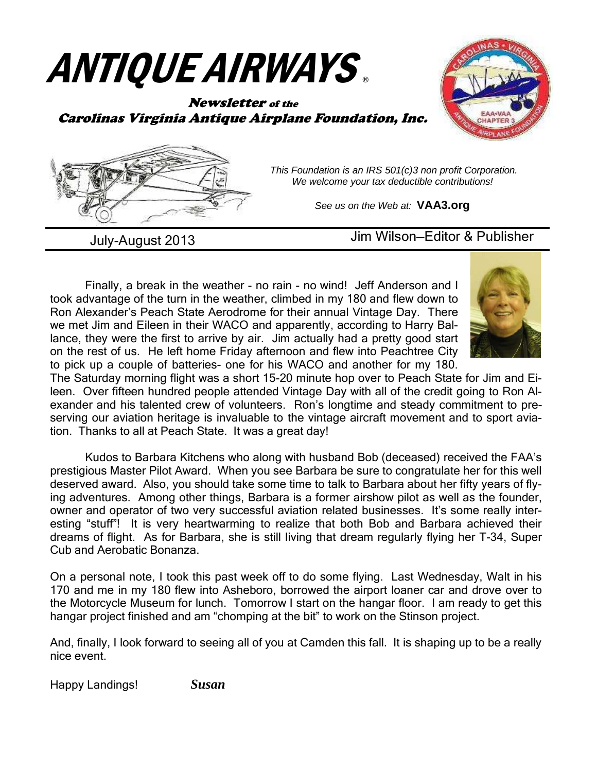# ANTIQUE AIRWAYS®

**Newsletter** *of the* **Carolinas Virginia Antique Airplane Foundation, Inc.**

*This Foundation is an IRS 501(c)3 non profit Corporation. We welcome your tax deductible contributions!*

*See us on the Web at:* **VAA3.org**

July-August 2013 — Jim Wilson—Editor & Publisher

Finally, a break in the weather - no rain - no wind! Jeff Anderson and I took advantage of the turn in the weather, climbed in my 180 and flew down to Ron Alexander's Peach State Aerodrome for their annual Vintage Day. There we met Jim and Eileen in their WACO and apparently, according to Harry Ballance, they were the first to arrive by air. Jim actually had a pretty good start on the rest of us. He left home Friday afternoon and flew into Peachtree City to pick up a couple of batteries- one for his WACO and another for my 180. The Saturday morning flight was a short 15-20 minute hop over to Peach State for Jim and Eileen. Over fifteen hundred people attended Vintage Day with all of the credit going to Ron Alexander and his talented crew of volunteers. Ron's longtime and steady commitment to preserving our aviation heritage is invaluable to the vintage aircraft movement and to sport aviation. Thanks to all at Peach State. It was a great day!

Kudos to Barbara Kitchens who along with husband Bob (deceased) received the FAA's prestigious Master Pilot Award. When you see Barbara be sure to congratulate her for this well deserved award. Also, you should take some time to talk to Barbara about her fifty years of flying adventures. Among other things, Barbara is a former airshow pilot as well as the founder, owner and operator of two very successful aviation related businesses. It's some really interesting "stuff"! It is very heartwarming to realize that both Bob and Barbara achieved their dreams of flight. As for Barbara, she is still living that dream regularly flying her T-34, Super Cub and Aerobatic Bonanza.

On a personal note, I took this past week off to do some flying. Last Wednesday, Walt in his 170 and me in my 180 flew into Asheboro, borrowed the airport loaner car and drove over to the Motorcycle Museum for lunch. Tomorrow I start on the hangar floor. I am ready to get this hangar project finished and am "chomping at the bit" to work on the Stinson project.

And, finally, I look forward to seeing all of you at Camden this fall. It is shaping up to be a really nice event.

Happy Landings! ***Susan***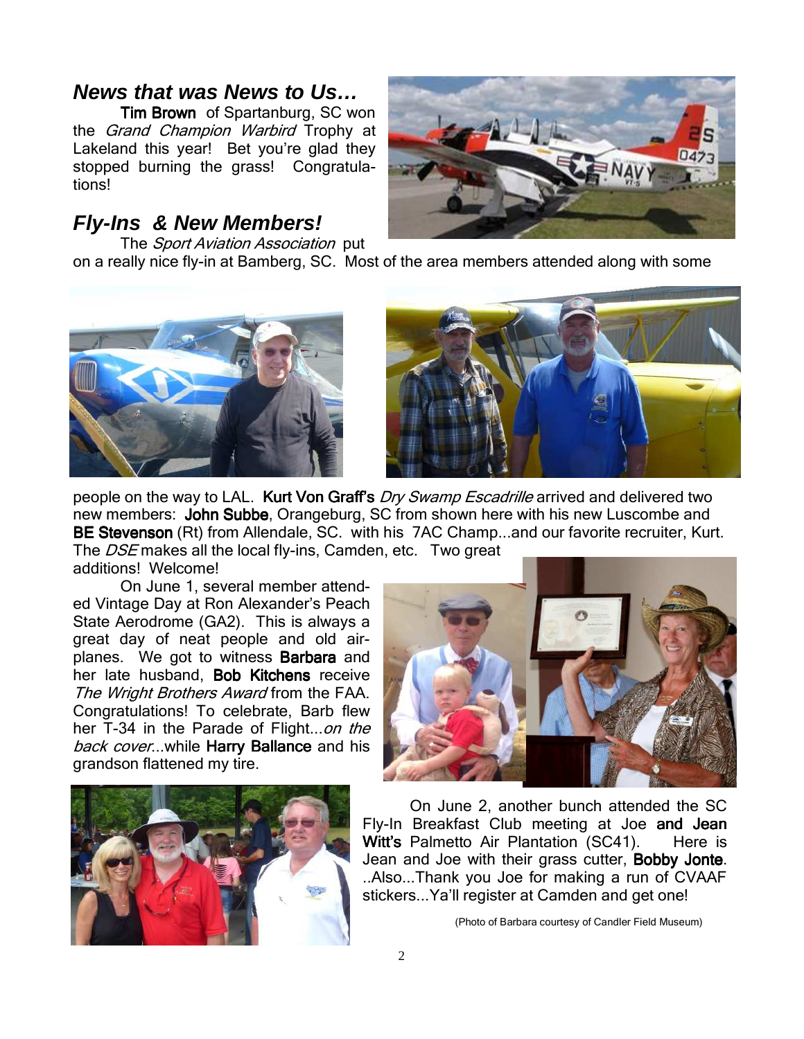## *News that was News to Us…*

**Tim Brown** of Spartanburg, SC won the *Grand Champion Warbird* Trophy at Lakeland this year! Bet you're glad they stopped burning the grass! Congratulations!

## *Fly-Ins & New Members!*

The *Sport Aviation Association* put on a really nice fly-in at Bamberg, SC. Most of the area members attended along with some people on the way to LAL. **Kurt Von Graff's** *Dry Swamp Escadrille* arrived and delivered two new members: **John Subbe**, Orangeburg, SC from shown here with his new Luscombe and **BE Stevenson** (Rt) from Allendale, SC. with his 7AC Champ...and our favorite recruiter, Kurt. The *DSE* makes all the local fly-ins, Camden, etc. Two great additions! Welcome!

On June 1, several member attended Vintage Day at Ron Alexander's Peach State Aerodrome (GA2). This is always a great day of neat people and old airplanes. We got to witness **Barbara** and her late husband, **Bob Kitchens** receive *The Wright Brothers Award* from the FAA. Congratulations! To celebrate, Barb flew her T-34 in the Parade of Flight...*on the back cover*...while **Harry Ballance** and his grandson flattened my tire.

On June 2, another bunch attended the SC Fly-In Breakfast Club meeting at Joe **and Jean Witt's** Palmetto Air Plantation (SC41). Here is Jean and Joe with their grass cutter, **Bobby Jonte**. ..Also...Thank you Joe for making a run of CVAAF stickers...Ya'll register at Camden and get one!

(Photo of Barbara courtesy of Candler Field Museum)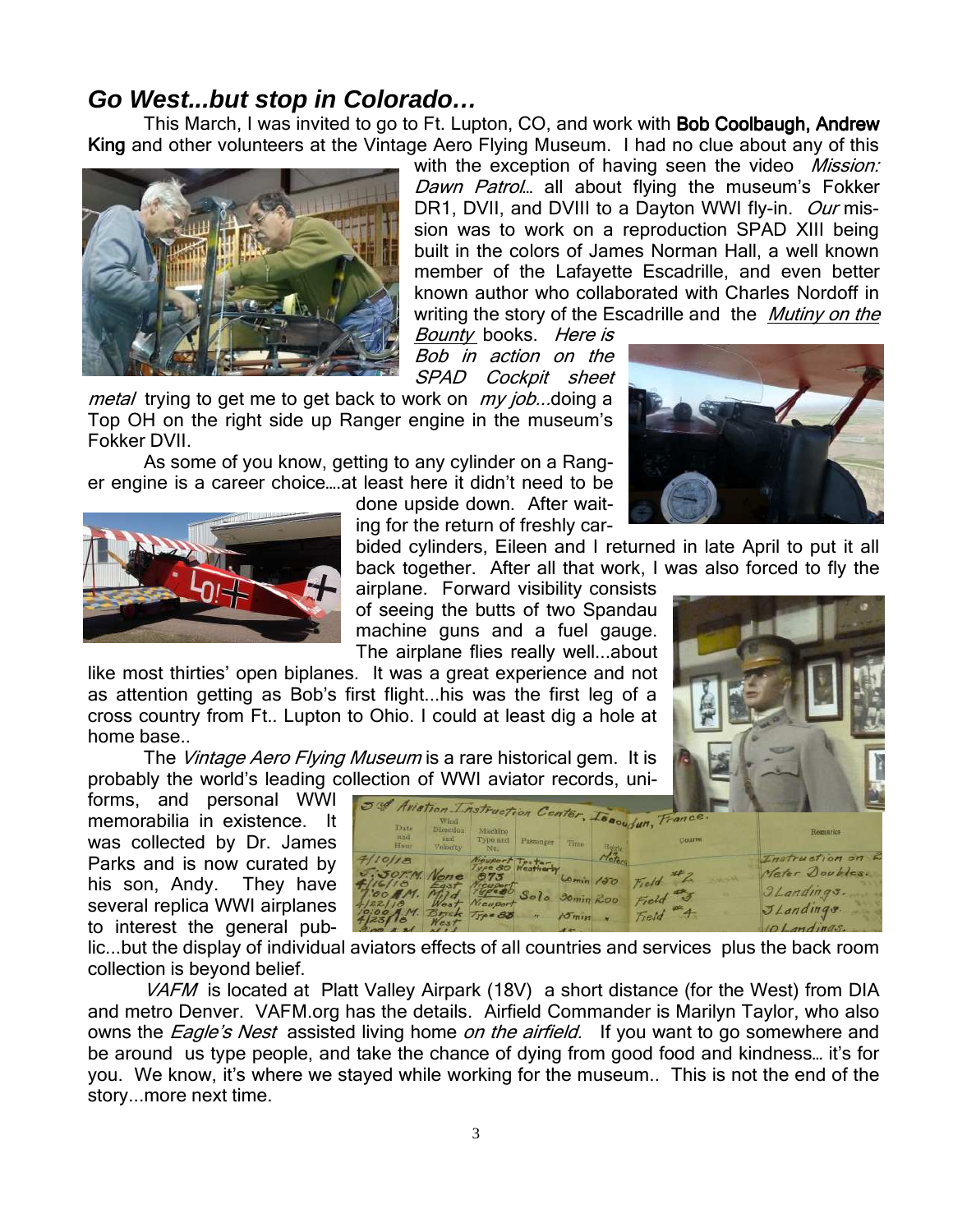## *Go West...but stop in Colorado…*

This March, I was invited to go to Ft. Lupton, CO, and work with **Bob Coolbaugh, Andrew King** and other volunteers at the Vintage Aero Flying Museum. I had no clue about any of this with the exception of having seen the video *Mission: Dawn Patrol*… all about flying the museum's Fokker DR1, DVII, and DVIII to a Dayton WWI fly-in. *Our* mission was to work on a reproduction SPAD XIII being built in the colors of James Norman Hall, a well known member of the Lafayette Escadrille, and even better known author who collaborated with Charles Nordoff in writing the story of the Escadrille and the *Mutiny on the Bounty* books. *Here is Bob in action on the SPAD Cockpit sheet metal* trying to get me to get back to work on *my job...*doing a Top OH on the right side up Ranger engine in the museum's Fokker DVII.

As some of you know, getting to any cylinder on a Ranger engine is a career choice….at least here it didn't need to be done upside down. After waiting for the return of freshly carbided cylinders, Eileen and I returned in late April to put it all back together. After all that work, I was also forced to fly the airplane. Forward visibility consists of seeing the butts of two Spandau machine guns and a fuel gauge. The airplane flies really well...about like most thirties' open biplanes. It was a great experience and not as attention getting as Bob's first flight...his was the first leg of a cross country from Ft.. Lupton to Ohio. I could at least dig a hole at home base..

The *Vintage Aero Flying Museum* is a rare historical gem. It is probably the world's leading collection of WWI aviator records, uniforms, and personal WWI memorabilia in existence. It was collected by Dr. James Parks and is now curated by his son, Andy. They have several replica WWI airplanes to interest the general public...but the display of individual aviators effects of all countries and services plus the back room collection is beyond belief.

*VAFM* is located at Platt Valley Airpark (18V) a short distance (for the West) from DIA and metro Denver. VAFM.org has the details. Airfield Commander is Marilyn Taylor, who also owns the *Eagle's Nest* assisted living home *on the airfield.* If you want to go somewhere and be around us type people, and take the chance of dying from good food and kindness… it's for you. We know, it's where we stayed while working for the museum.. This is not the end of the story...more next time.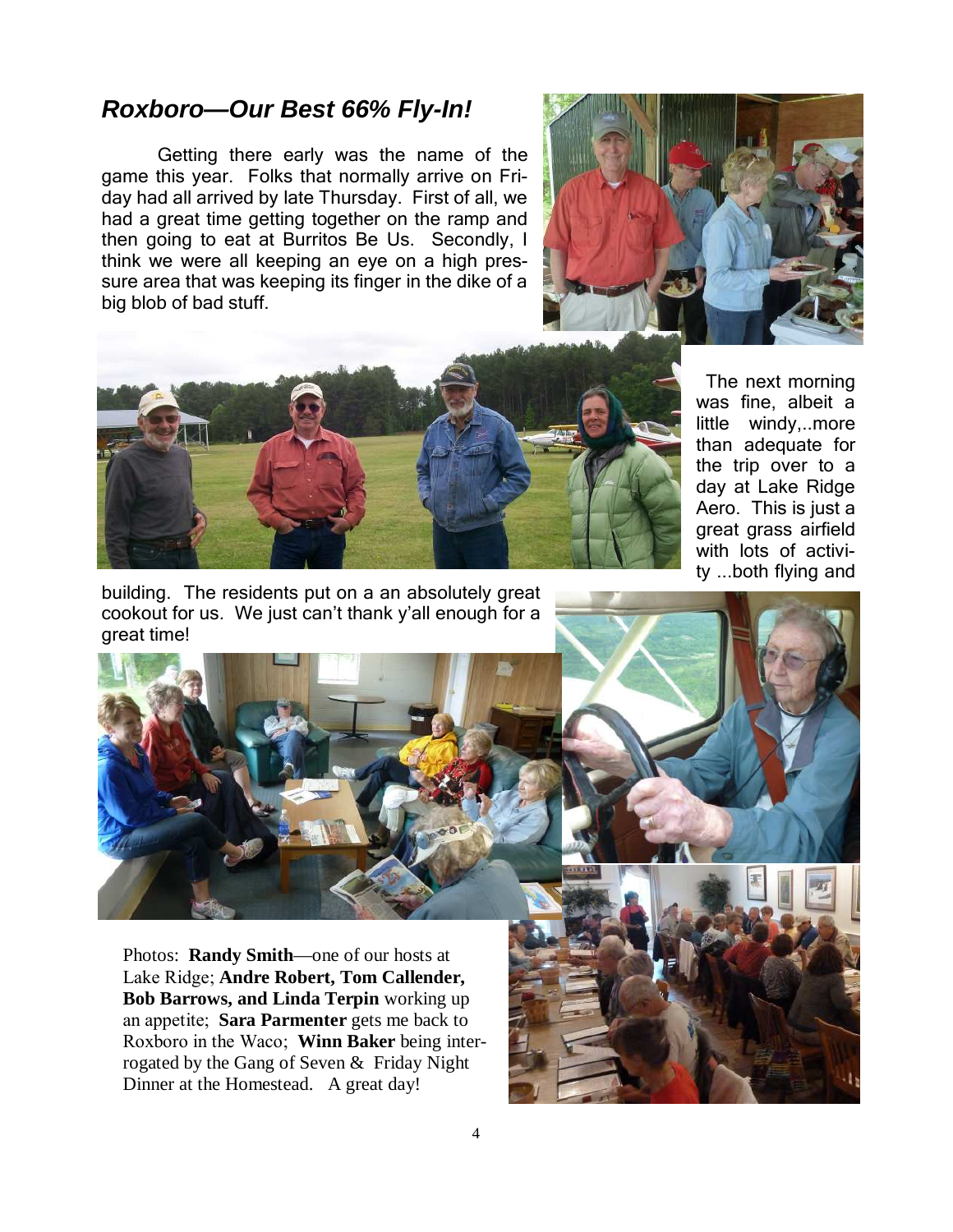## *Roxboro—Our Best 66% Fly-In!*

Getting there early was the name of the game this year. Folks that normally arrive on Friday had all arrived by late Thursday. First of all, we had a great time getting together on the ramp and then going to eat at Burritos Be Us. Secondly, I think we were all keeping an eye on a high pressure area that was keeping its finger in the dike of a big blob of bad stuff.

The next morning was fine, albeit a little windy,..more than adequate for the trip over to a day at Lake Ridge Aero. This is just a great grass airfield with lots of activity ...both flying and building. The residents put on a an absolutely great cookout for us. We just can't thank y'all enough for a great time!

Photos: **Randy Smith**—one of our hosts at Lake Ridge; **Andre Robert, Tom Callender, Bob Barrows, and Linda Terpin** working up an appetite; **Sara Parmenter** gets me back to Roxboro in the Waco; **Winn Baker** being interrogated by the Gang of Seven & Friday Night Dinner at the Homestead. A great day!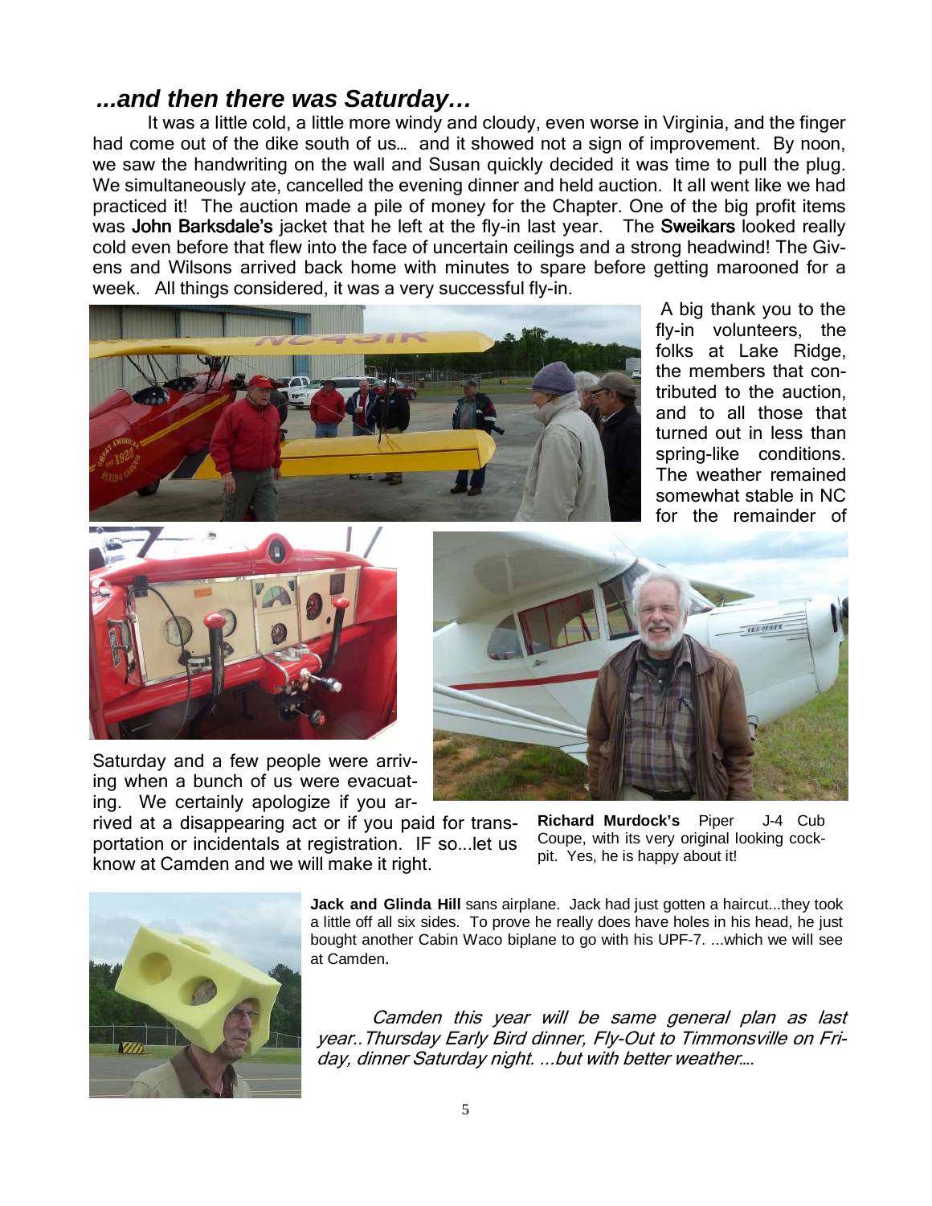## *...and then there was Saturday…*

It was a little cold, a little more windy and cloudy, even worse in Virginia, and the finger had come out of the dike south of us… and it showed not a sign of improvement. By noon, we saw the handwriting on the wall and Susan quickly decided it was time to pull the plug. We simultaneously ate, cancelled the evening dinner and held auction. It all went like we had practiced it! The auction made a pile of money for the Chapter. One of the big profit items was **John Barksdale's** jacket that he left at the fly-in last year. The **Sweikars** looked really cold even before that flew into the face of uncertain ceilings and a strong headwind! The Givens and Wilsons arrived back home with minutes to spare before getting marooned for a week. All things considered, it was a very successful fly-in.

A big thank you to the fly-in volunteers, the folks at Lake Ridge, the members that contributed to the auction, and to all those that turned out in less than spring-like conditions. The weather remained somewhat stable in NC for the remainder of Saturday and a few people were arriving when a bunch of us were evacuating. We certainly apologize if you arrived at a disappearing act or if you paid for transportation or incidentals at registration. IF so...let us know at Camden and we will make it right.

**Richard Murdock's** Piper J-4 Cub Coupe, with its very original looking cockpit. Yes, he is happy about it!

**Jack and Glinda Hill** sans airplane. Jack had just gotten a haircut...they took a little off all six sides. To prove he really does have holes in his head, he just bought another Cabin Waco biplane to go with his UPF-7. ...which we will see at Camden.

*Camden this year will be same general plan as last year..Thursday Early Bird dinner, Fly-Out to Timmonsville on Friday, dinner Saturday night. ...but with better weather….*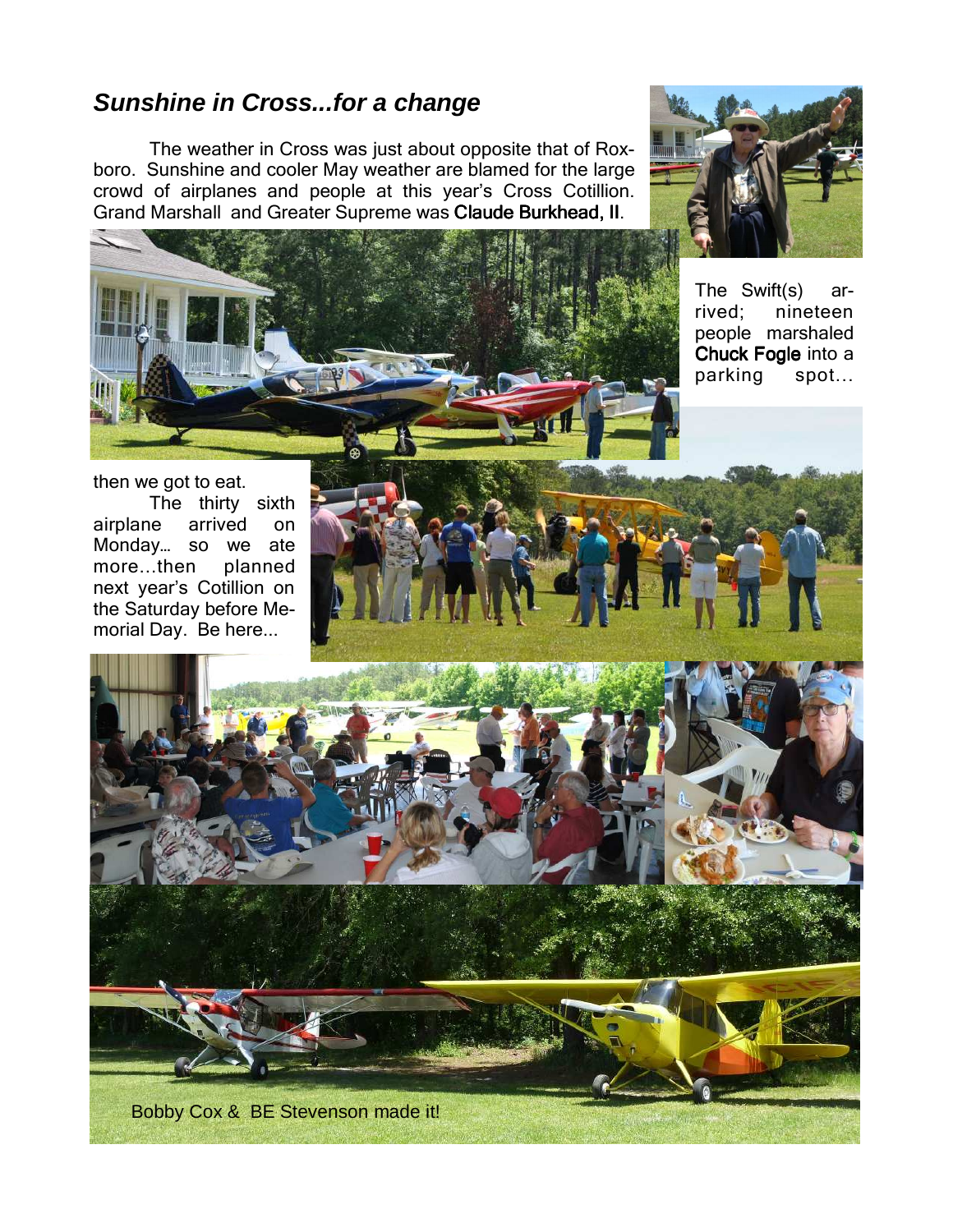## *Sunshine in Cross...for a change*

The weather in Cross was just about opposite that of Roxboro. Sunshine and cooler May weather are blamed for the large crowd of airplanes and people at this year's Cross Cotillion. Grand Marshall and Greater Supreme was **Claude Burkhead, II**.

The Swift(s) arrived; nineteen people marshaled **Chuck Fogle** into a parking spot...

then we got to eat.

The thirty sixth airplane arrived on Monday... so we ate more...then planned next year's Cotillion on the Saturday before Memorial Day. Be here...

Bobby Cox & BE Stevenson made it!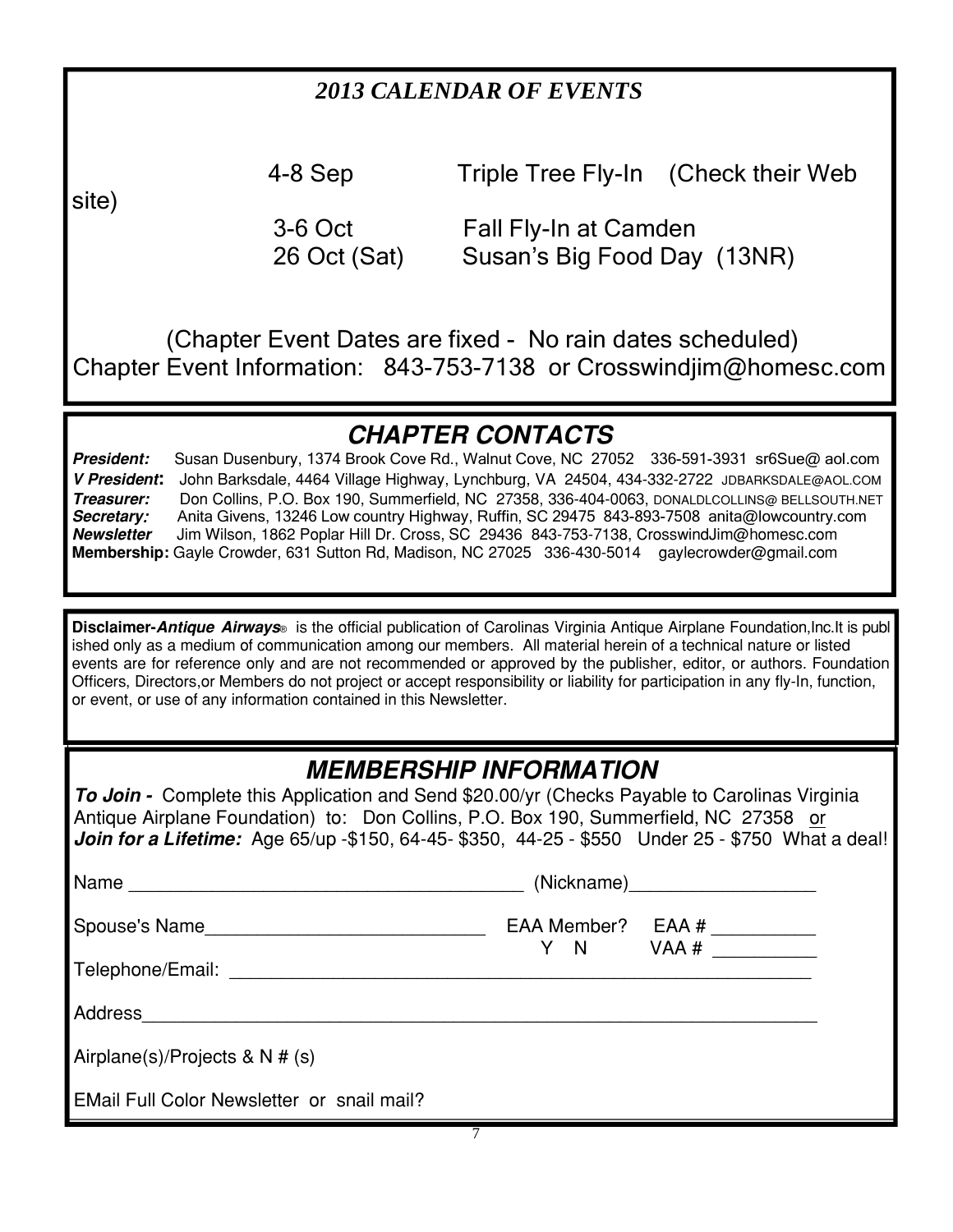## *2013 CALENDAR OF EVENTS*

4-8 Sep Triple Tree Fly-In (Check their Web site)

3-6 Oct Fall Fly-In at Camden

26 Oct (Sat) Susan's Big Food Day (13NR)

(Chapter Event Dates are fixed - No rain dates scheduled)
Chapter Event Information: 843-753-7138 or Crosswindjim@homesc.com

## *CHAPTER CONTACTS*

***President:*** Susan Dusenbury, 1374 Brook Cove Rd., Walnut Cove, NC 27052 336-591-3931 sr6Sue@ aol.com
***V President*:** John Barksdale, 4464 Village Highway, Lynchburg, VA 24504, 434-332-2722 JDBARKSDALE@AOL.COM
***Treasurer:*** Don Collins, P.O. Box 190, Summerfield, NC 27358, 336-404-0063, DONALDLCOLLINS@ BELLSOUTH.NET
***Secretary:*** Anita Givens, 13246 Low country Highway, Ruffin, SC 29475 843-893-7508 anita@lowcountry.com
***Newsletter*** Jim Wilson, 1862 Poplar Hill Dr. Cross, SC 29436 843-753-7138, CrosswindJim@homesc.com
**Membership:** Gayle Crowder, 631 Sutton Rd, Madison, NC 27025 336-430-5014 gaylecrowder@gmail.com

**Disclaimer-*Antique Airways*®** is the official publication of Carolinas Virginia Antique Airplane Foundation,Inc.It is published only as a medium of communication among our members. All material herein of a technical nature or listed events are for reference only and are not recommended or approved by the publisher, editor, or authors. Foundation Officers, Directors,or Members do not project or accept responsibility or liability for participation in any fly-In, function, or event, or use of any information contained in this Newsletter.

## *MEMBERSHIP INFORMATION*

***To Join -*** Complete this Application and Send $20.00/yr (Checks Payable to Carolinas Virginia Antique Airplane Foundation) to: Don Collins, P.O. Box 190, Summerfield, NC 27358 or
***Join for a Lifetime:*** Age 65/up -$150, 64-45- $350, 44-25 - $550 Under 25 - $750 What a deal!

Name ________________________________________ (Nickname)__________________

Spouse's Name___________________________ EAA Member? Y N EAA # __________ VAA # __________

Telephone/Email: ____________________________________________________________

Address_____________________________________________________________________

Airplane(s)/Projects & N # (s)

EMail Full Color Newsletter or snail mail?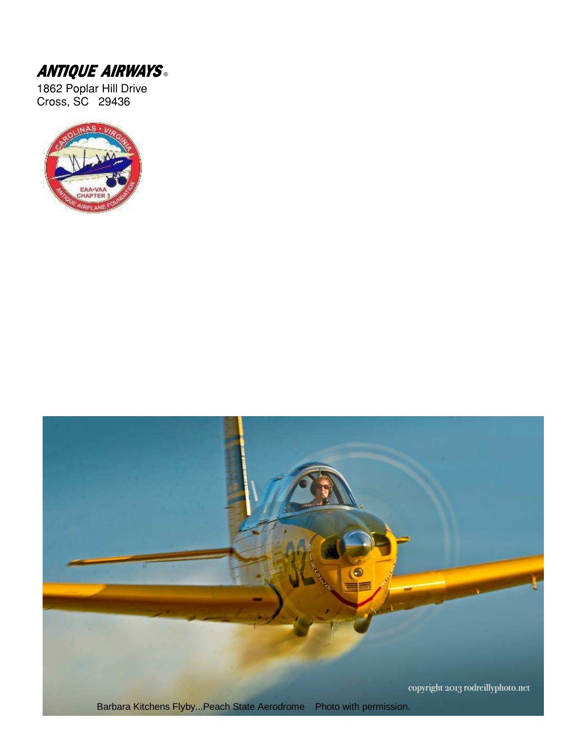**ANTIQUE AIRWAYS®**

1862 Poplar Hill Drive
Cross, SC 29436

copyright 2013 rodreillyphoto.net

Barbara Kitchens Flyby...Peach State Aerodrome    Photo with permission.